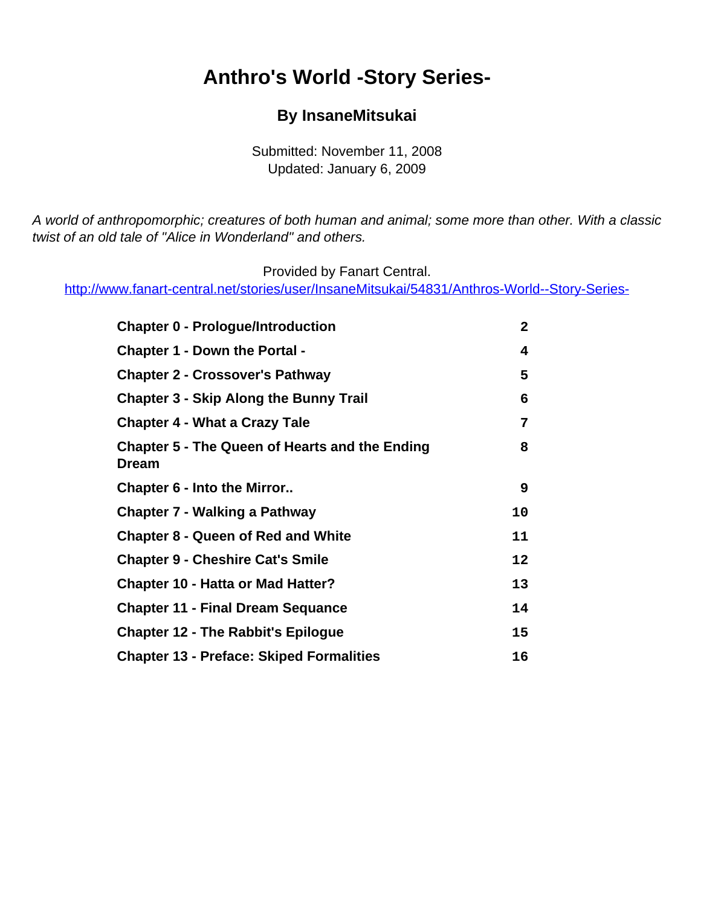# Anthro's World -Story Series-

### By InsaneMitsukai

Submitted: November 11, 2008
Updated: January 6, 2009

*A world of anthropomorphic; creatures of both human and animal; some more than other. With a classic twist of an old tale of "Alice in Wonderland" and others.*

Provided by Fanart Central.
http://www.fanart-central.net/stories/user/InsaneMitsukai/54831/Anthros-World--Story-Series-

| | |
|---|---|
| **Chapter 0 - Prologue/Introduction** | **2** |
| **Chapter 1 - Down the Portal -** | **4** |
| **Chapter 2 - Crossover's Pathway** | **5** |
| **Chapter 3 - Skip Along the Bunny Trail** | **6** |
| **Chapter 4 - What a Crazy Tale** | **7** |
| **Chapter 5 - The Queen of Hearts and the Ending Dream** | **8** |
| **Chapter 6 - Into the Mirror..** | **9** |
| **Chapter 7 - Walking a Pathway** | **10** |
| **Chapter 8 - Queen of Red and White** | **11** |
| **Chapter 9 - Cheshire Cat's Smile** | **12** |
| **Chapter 10 - Hatta or Mad Hatter?** | **13** |
| **Chapter 11 - Final Dream Sequance** | **14** |
| **Chapter 12 - The Rabbit's Epilogue** | **15** |
| **Chapter 13 - Preface: Skiped Formalities** | **16** |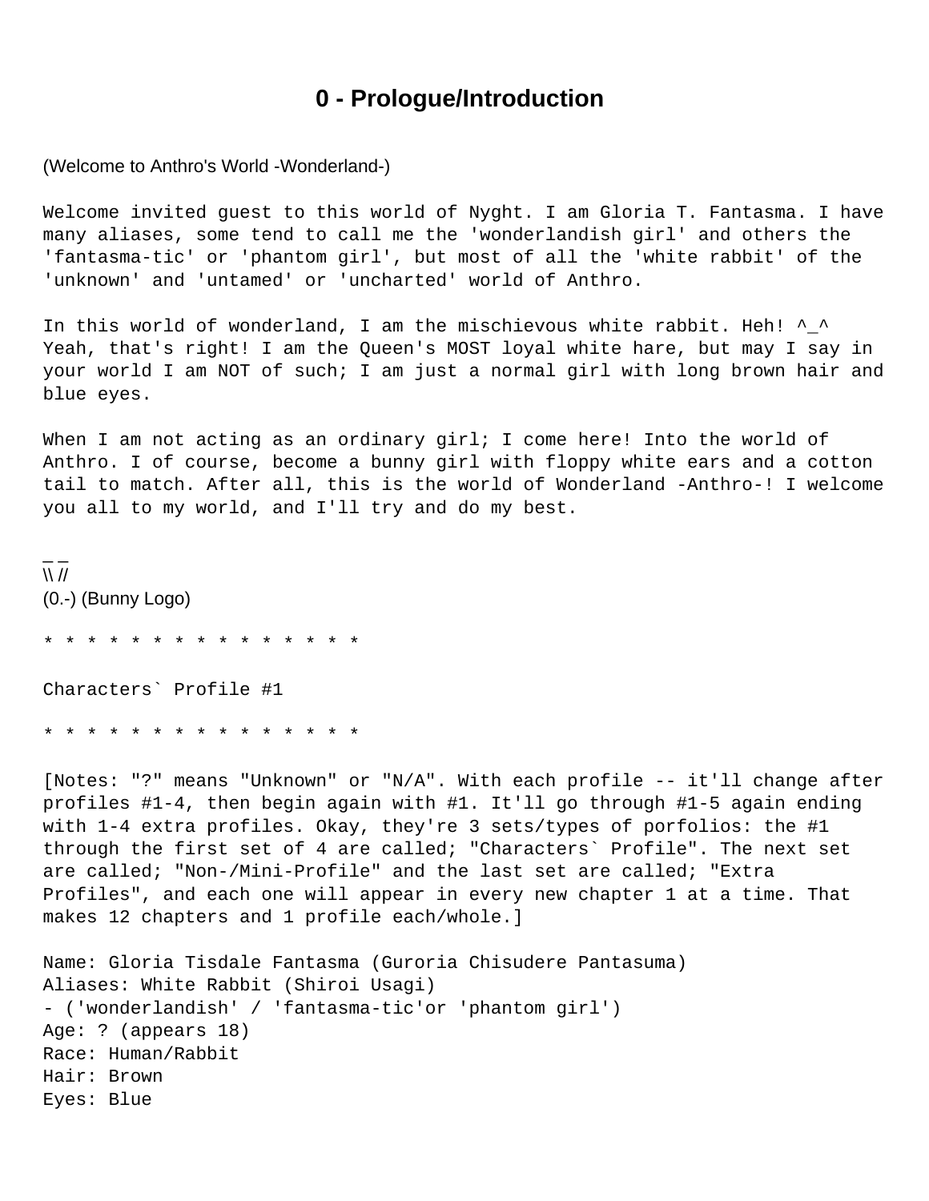# 0 - Prologue/Introduction

(Welcome to Anthro's World -Wonderland-)

Welcome invited guest to this world of Nyght. I am Gloria T. Fantasma. I have many aliases, some tend to call me the 'wonderlandish girl' and others the 'fantasma-tic' or 'phantom girl', but most of all the 'white rabbit' of the 'unknown' and 'untamed' or 'uncharted' world of Anthro.

In this world of wonderland, I am the mischievous white rabbit. Heh! ^_^ Yeah, that's right! I am the Queen's MOST loyal white hare, but may I say in your world I am NOT of such; I am just a normal girl with long brown hair and blue eyes.

When I am not acting as an ordinary girl; I come here! Into the world of Anthro. I of course, become a bunny girl with floppy white ears and a cotton tail to match. After all, this is the world of Wonderland -Anthro-! I welcome you all to my world, and I'll try and do my best.

```
_ _
\\ //
(0.-) (Bunny Logo)
```

* * * * * * * * * * * * * * * *

Characters` Profile #1

* * * * * * * * * * * * * * * *

[Notes: "?" means "Unknown" or "N/A". With each profile -- it'll change after profiles #1-4, then begin again with #1. It'll go through #1-5 again ending with 1-4 extra profiles. Okay, they're 3 sets/types of porfolios: the #1 through the first set of 4 are called; "Characters` Profile". The next set are called; "Non-/Mini-Profile" and the last set are called; "Extra Profiles", and each one will appear in every new chapter 1 at a time. That makes 12 chapters and 1 profile each/whole.]

Name: Gloria Tisdale Fantasma (Guroria Chisudere Pantasuma)
Aliases: White Rabbit (Shiroi Usagi)
- ('wonderlandish' / 'fantasma-tic'or 'phantom girl')
Age: ? (appears 18)
Race: Human/Rabbit
Hair: Brown
Eyes: Blue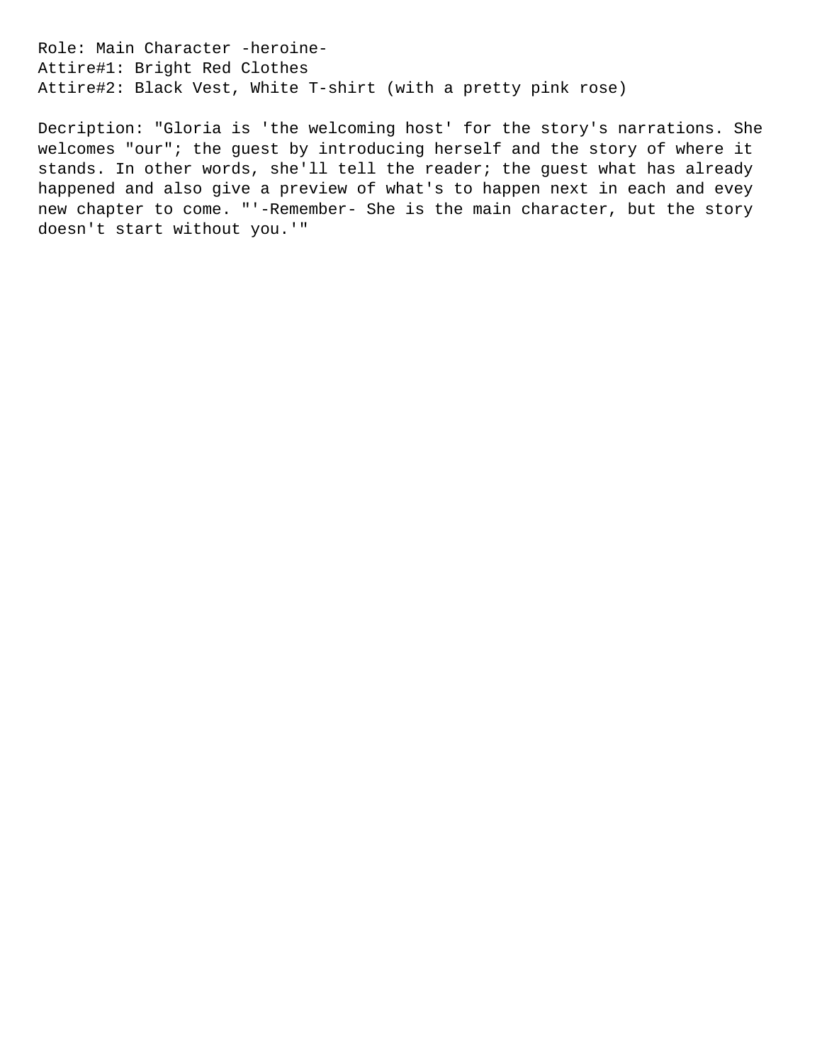Role: Main Character -heroine-
Attire#1: Bright Red Clothes
Attire#2: Black Vest, White T-shirt (with a pretty pink rose)

Decription: "Gloria is 'the welcoming host' for the story's narrations. She welcomes "our"; the guest by introducing herself and the story of where it stands. In other words, she'll tell the reader; the guest what has already happened and also give a preview of what's to happen next in each and evey new chapter to come. "'-Remember- She is the main character, but the story doesn't start without you.'"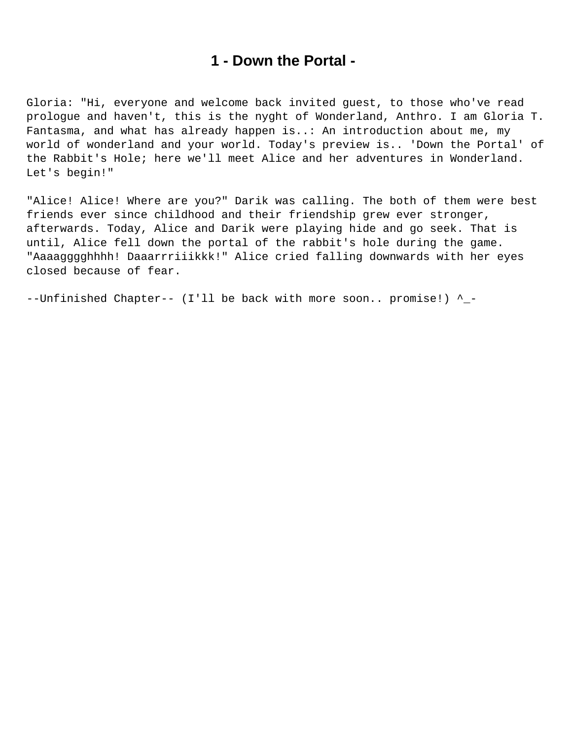# 1 - Down the Portal -

Gloria: "Hi, everyone and welcome back invited guest, to those who've read prologue and haven't, this is the nyght of Wonderland, Anthro. I am Gloria T. Fantasma, and what has already happen is..: An introduction about me, my world of wonderland and your world. Today's preview is.. 'Down the Portal' of the Rabbit's Hole; here we'll meet Alice and her adventures in Wonderland. Let's begin!"

"Alice! Alice! Where are you?" Darik was calling. The both of them were best friends ever since childhood and their friendship grew ever stronger, afterwards. Today, Alice and Darik were playing hide and go seek. That is until, Alice fell down the portal of the rabbit's hole during the game. "Aaaagggghhhh! Daaarrriiikkk!" Alice cried falling downwards with her eyes closed because of fear.

--Unfinished Chapter-- (I'll be back with more soon.. promise!) ^_-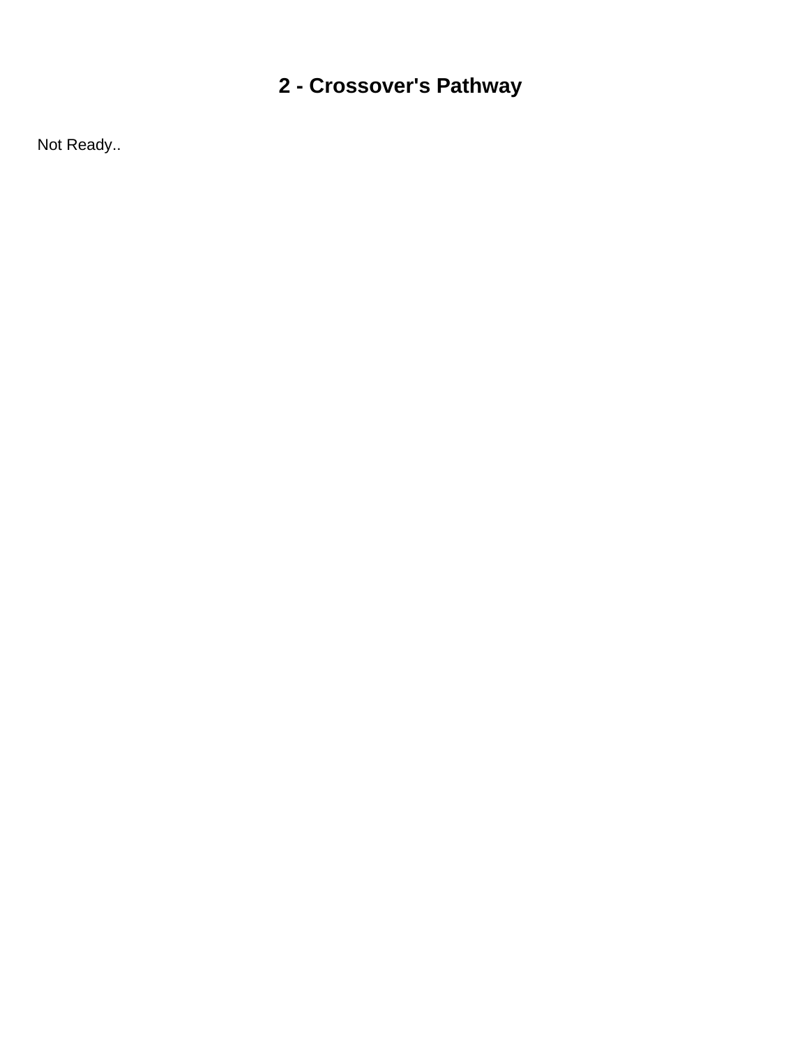# 2 - Crossover's Pathway

Not Ready..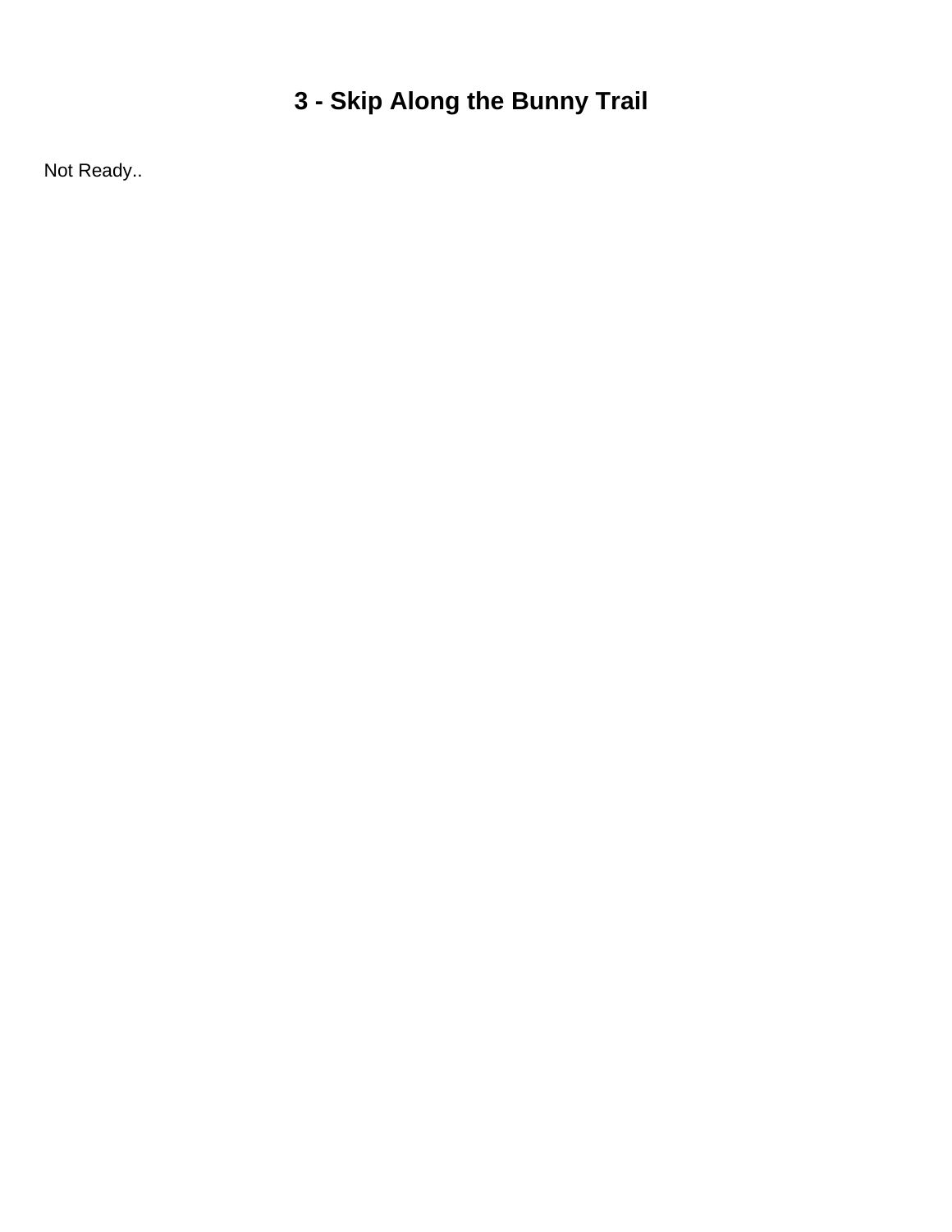# 3 - Skip Along the Bunny Trail

Not Ready..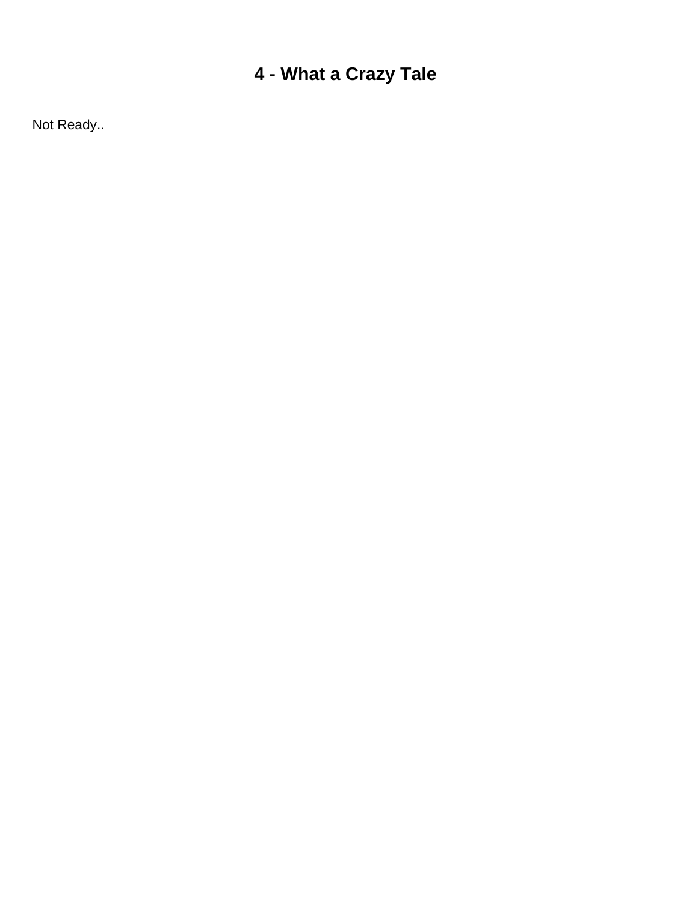# 4 - What a Crazy Tale

Not Ready..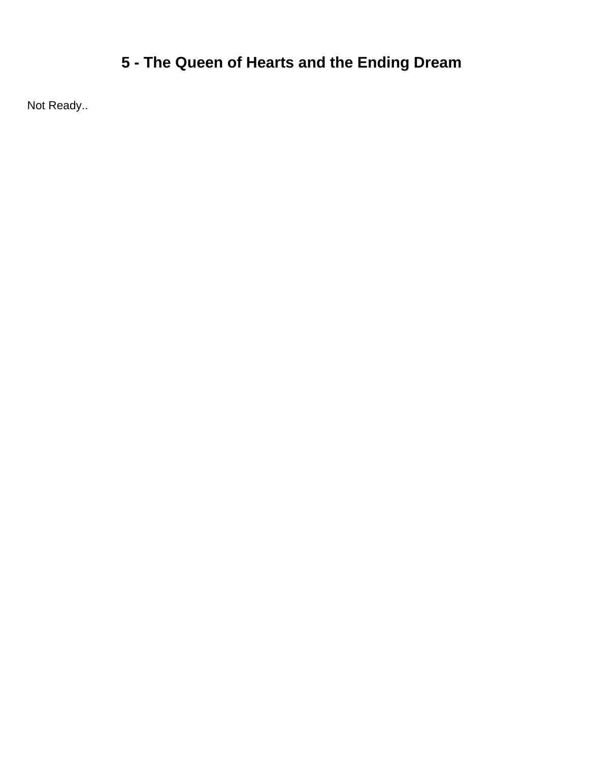# 5 - The Queen of Hearts and the Ending Dream

Not Ready..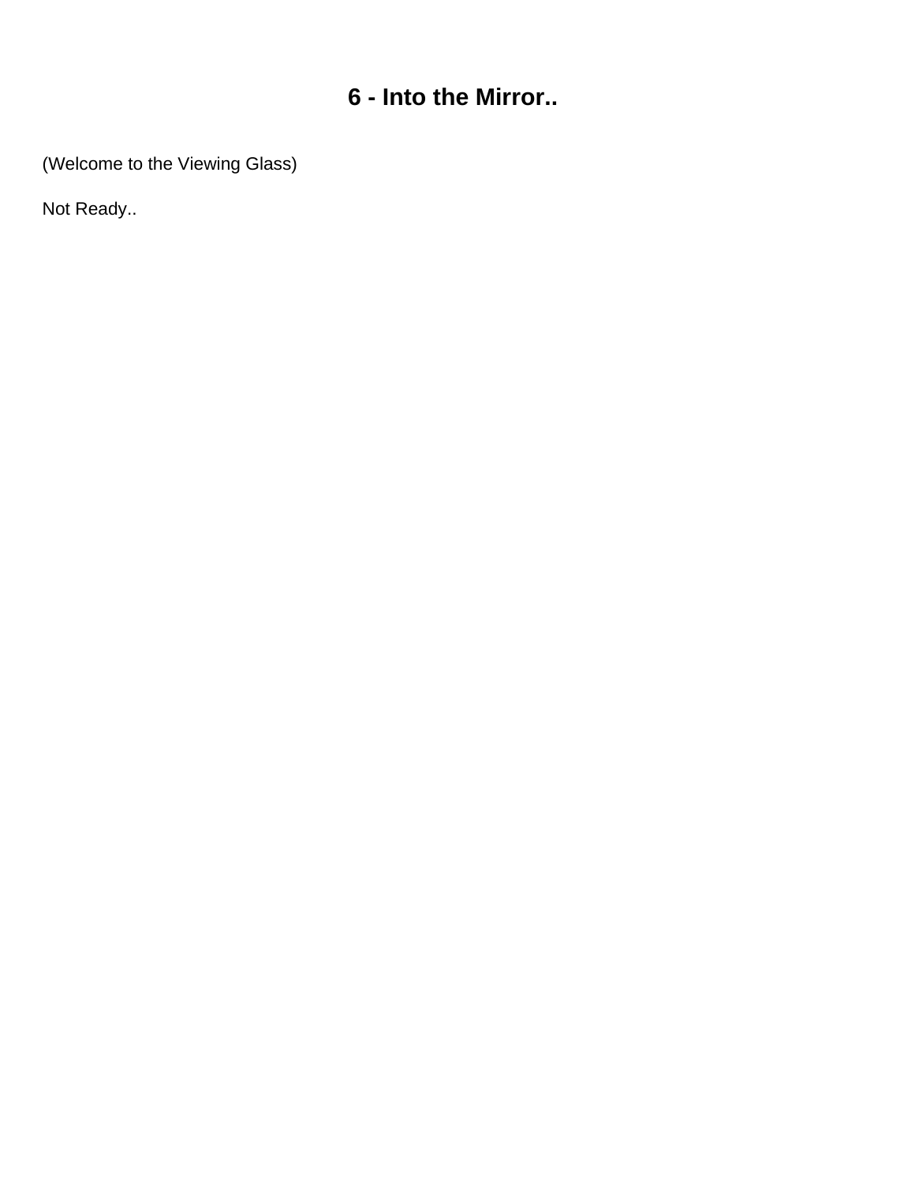# 6 - Into the Mirror..

(Welcome to the Viewing Glass)

Not Ready..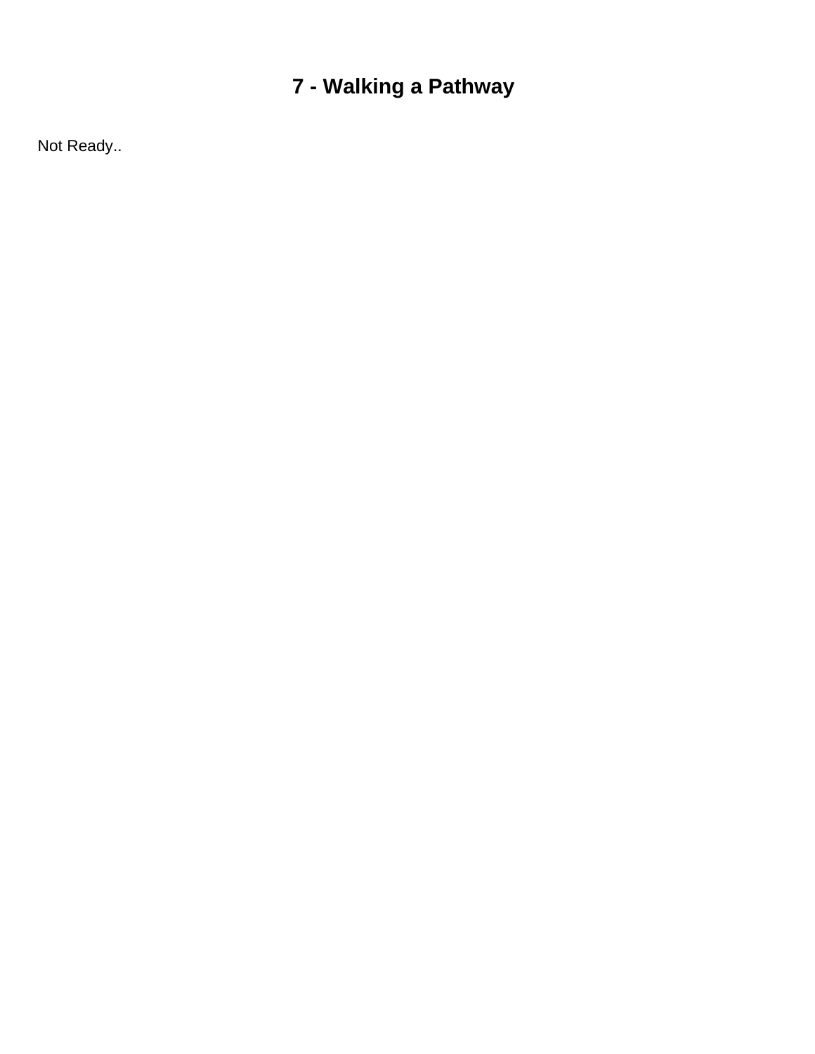# 7 - Walking a Pathway

Not Ready..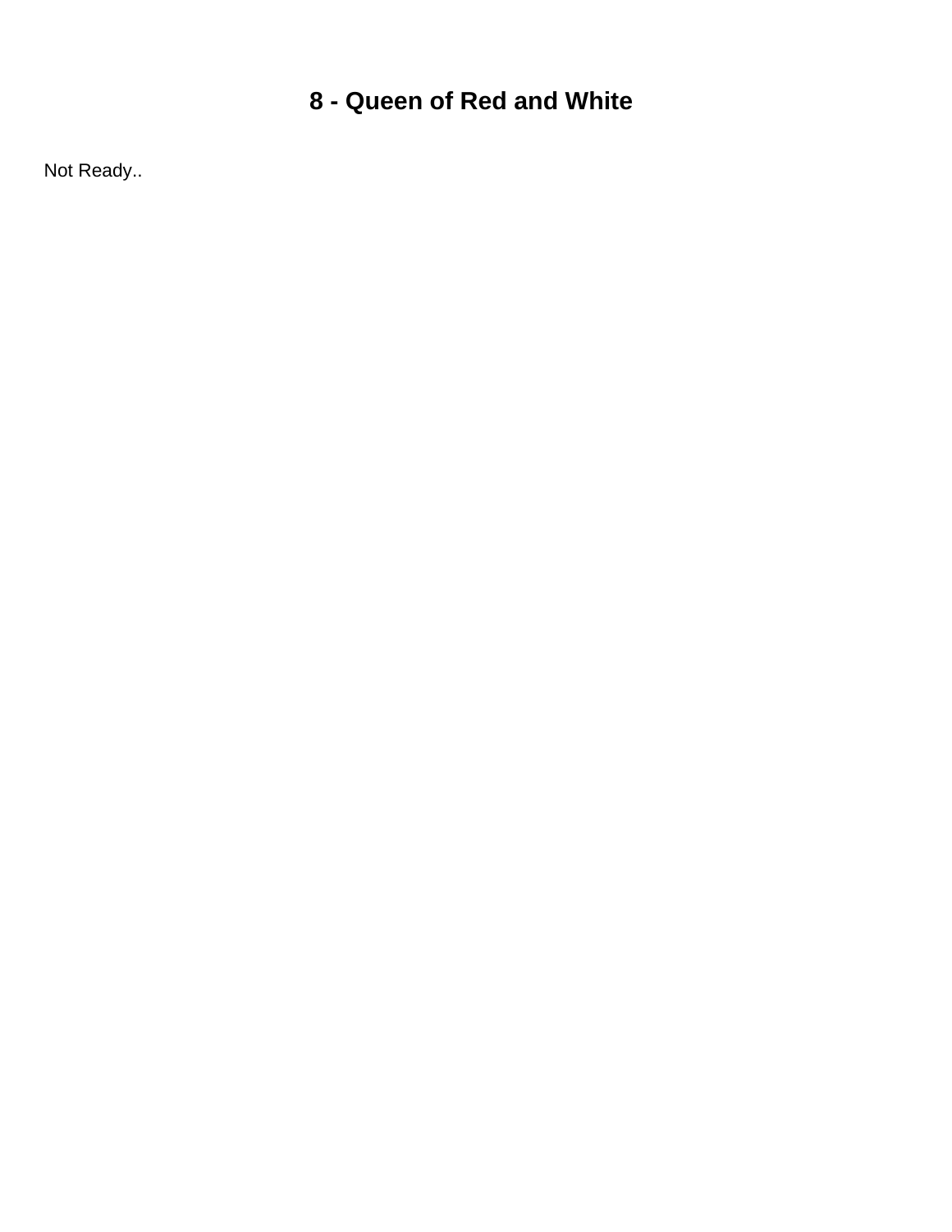# 8 - Queen of Red and White

Not Ready..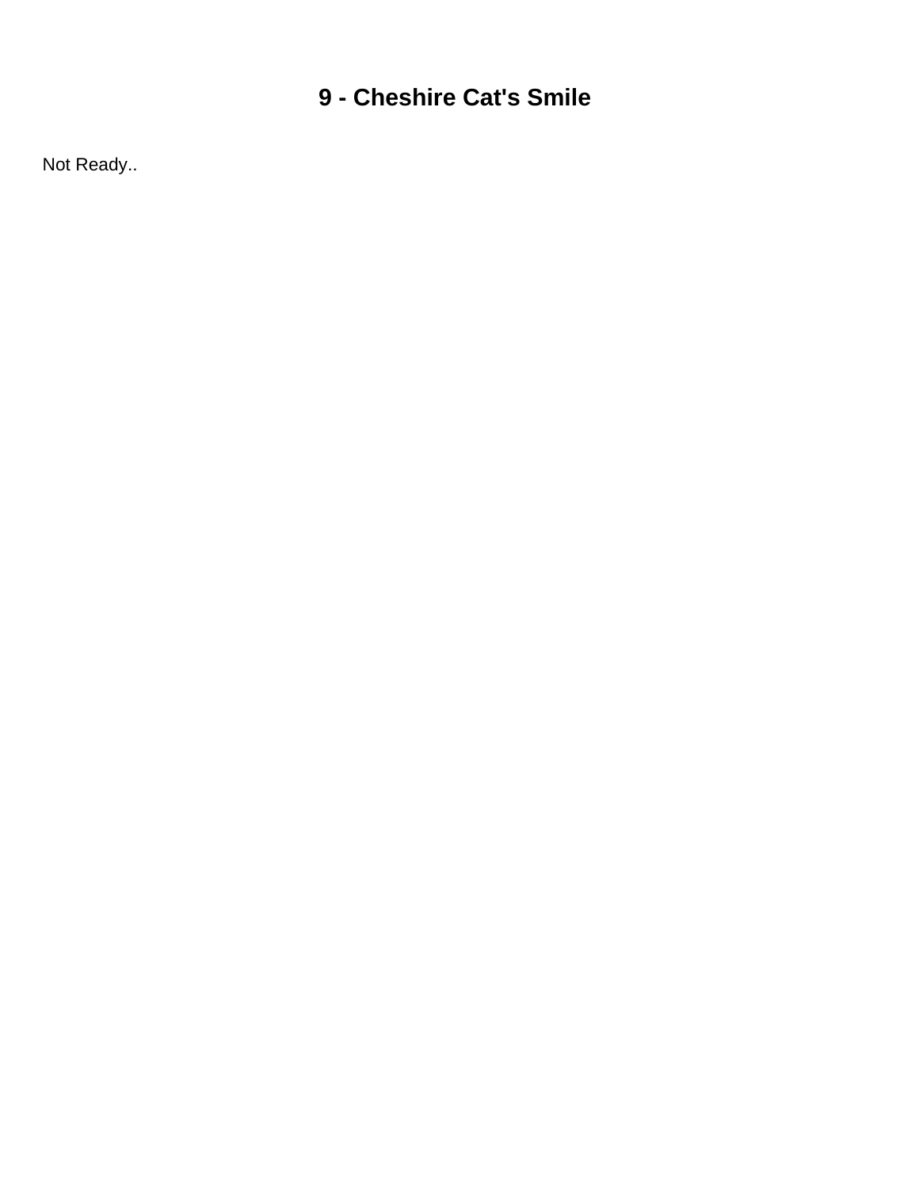# 9 - Cheshire Cat's Smile

Not Ready..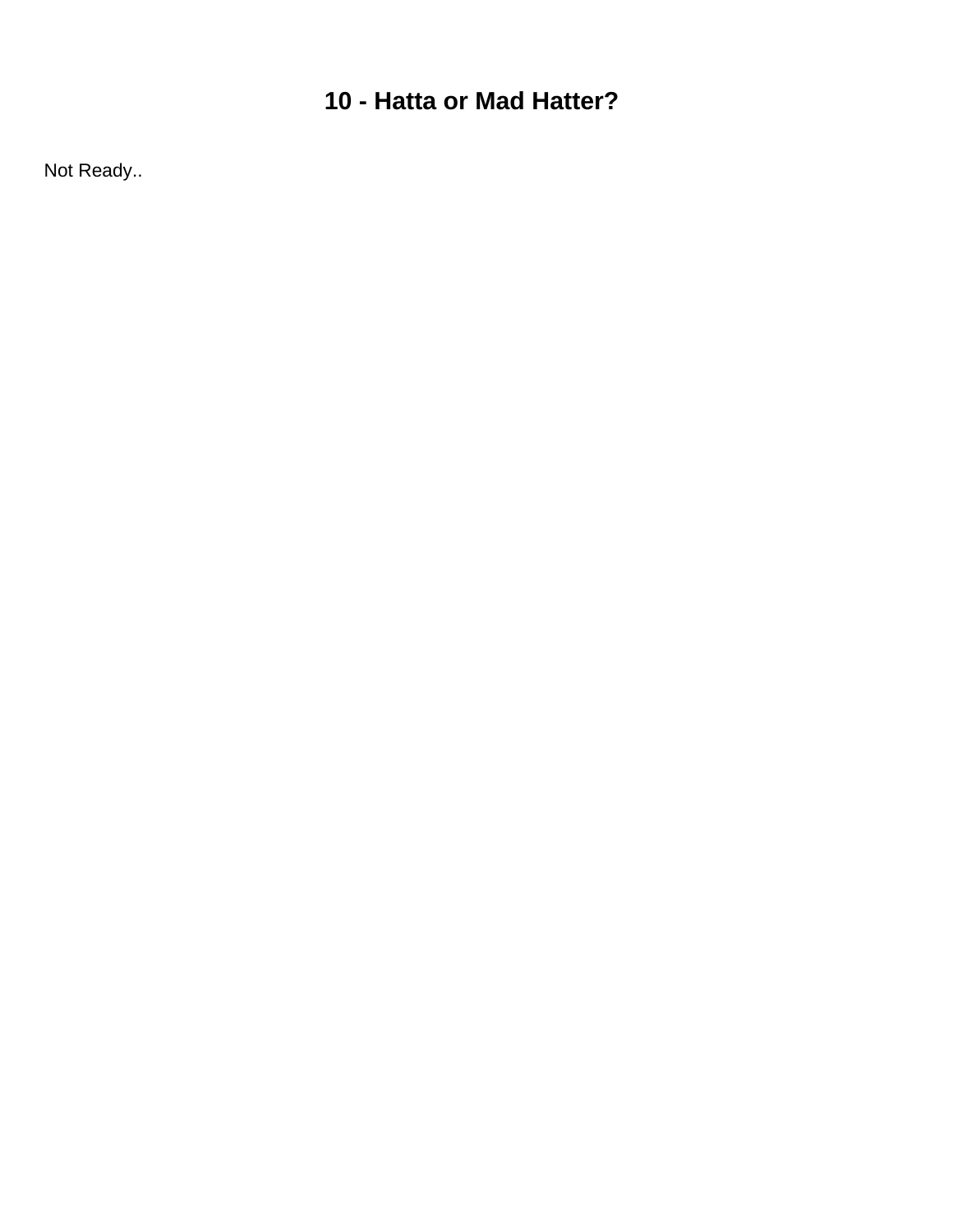# 10 - Hatta or Mad Hatter?

Not Ready..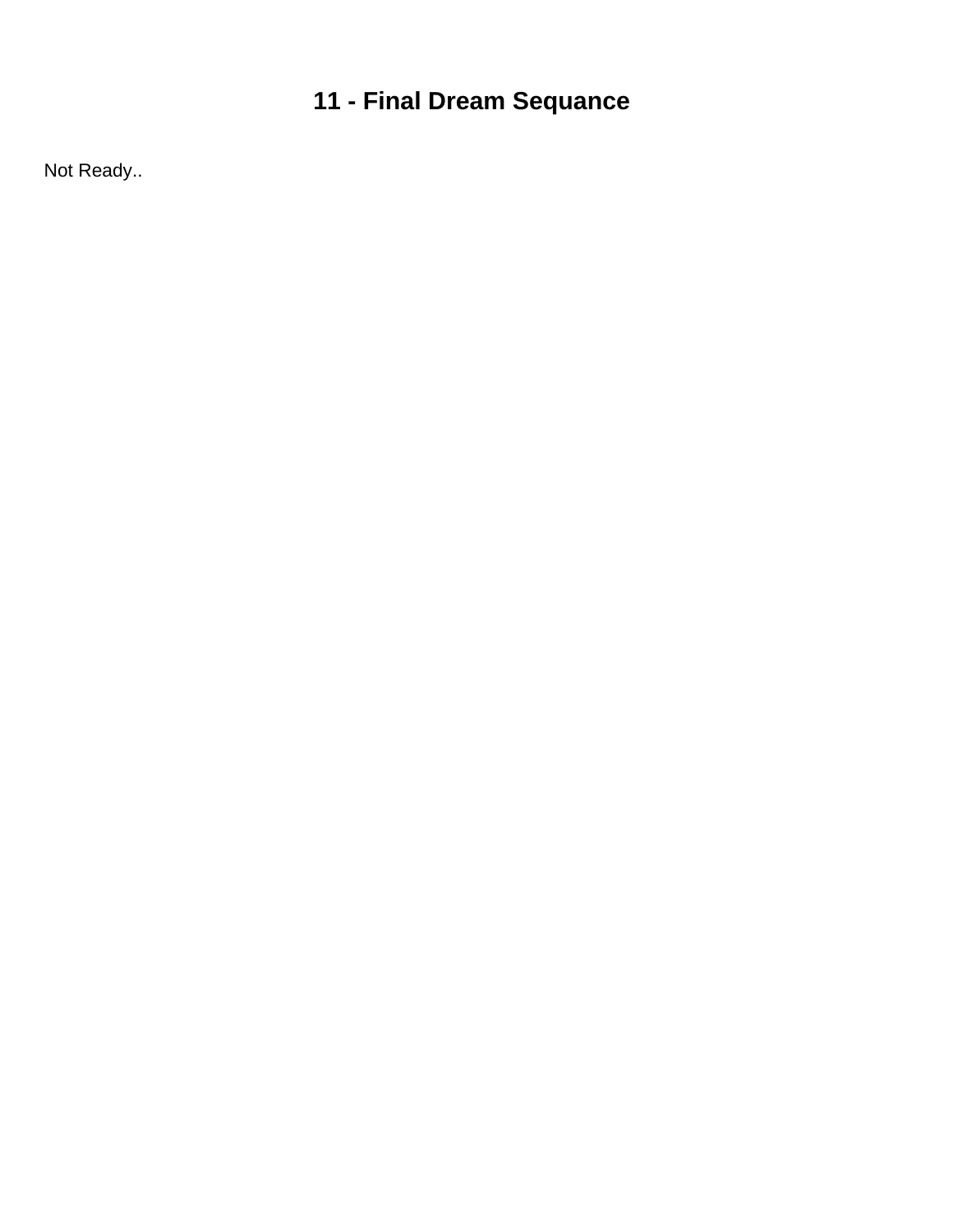# 11 - Final Dream Sequance

Not Ready..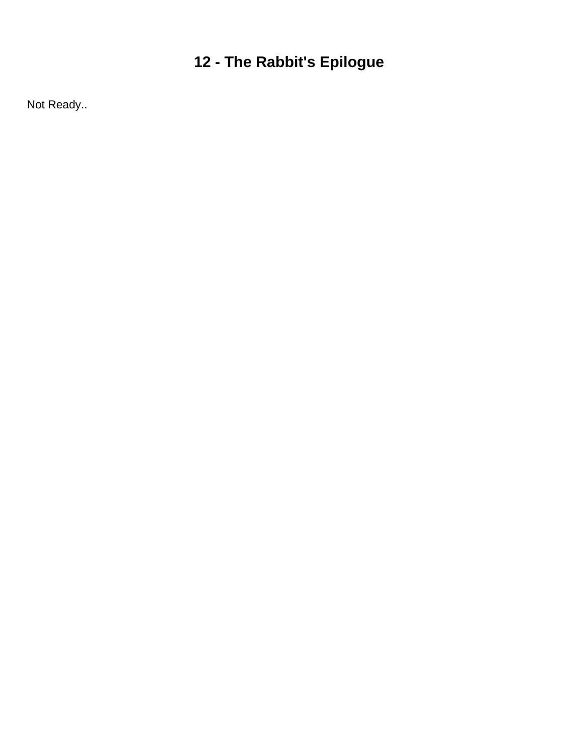# 12 - The Rabbit's Epilogue

Not Ready..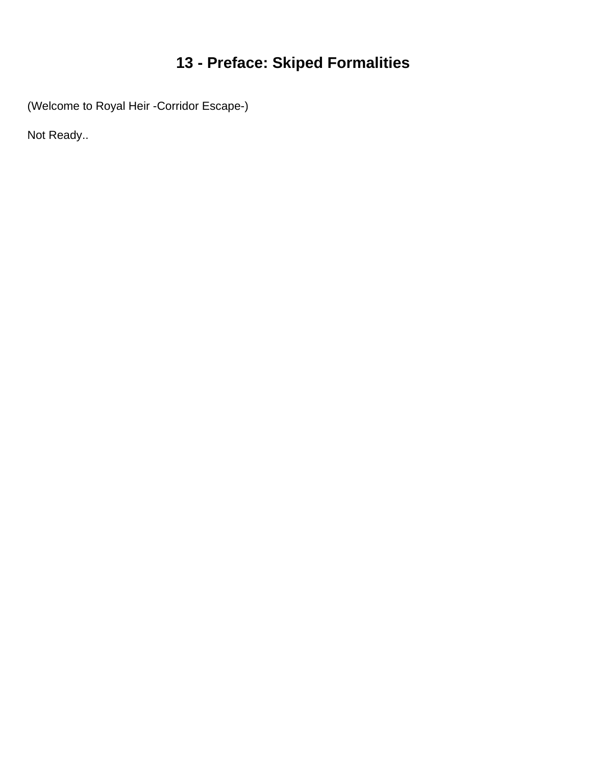# 13 - Preface: Skiped Formalities

(Welcome to Royal Heir -Corridor Escape-)

Not Ready..